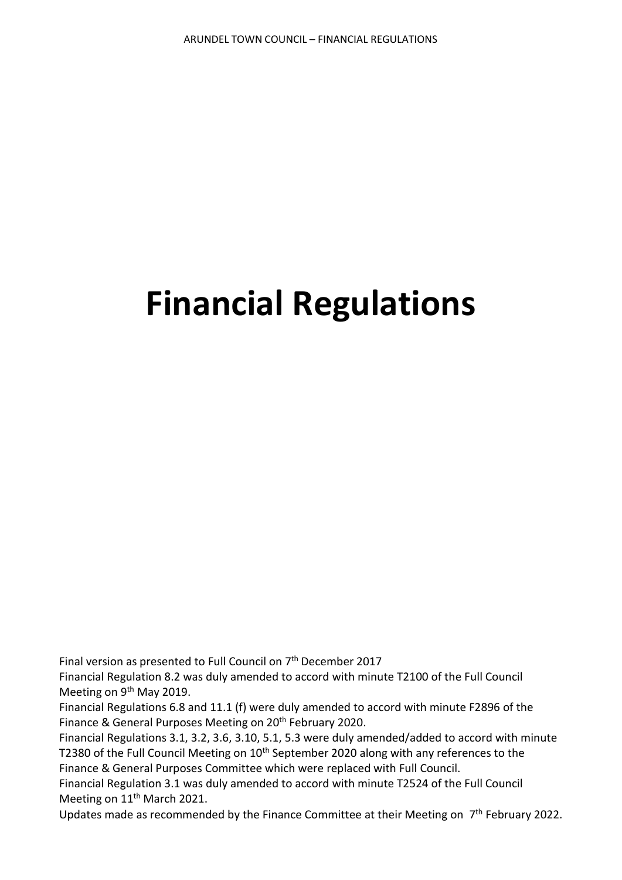# Financial Regulations

Final version as presented to Full Council on 7th December 2017

Financial Regulation 8.2 was duly amended to accord with minute T2100 of the Full Council Meeting on 9th May 2019.

Financial Regulations 6.8 and 11.1 (f) were duly amended to accord with minute F2896 of the Finance & General Purposes Meeting on 20th February 2020.

Financial Regulations 3.1, 3.2, 3.6, 3.10, 5.1, 5.3 were duly amended/added to accord with minute T2380 of the Full Council Meeting on 10th September 2020 along with any references to the Finance & General Purposes Committee which were replaced with Full Council.

Financial Regulation 3.1 was duly amended to accord with minute T2524 of the Full Council Meeting on 11th March 2021.

Updates made as recommended by the Finance Committee at their Meeting on 7th February 2022.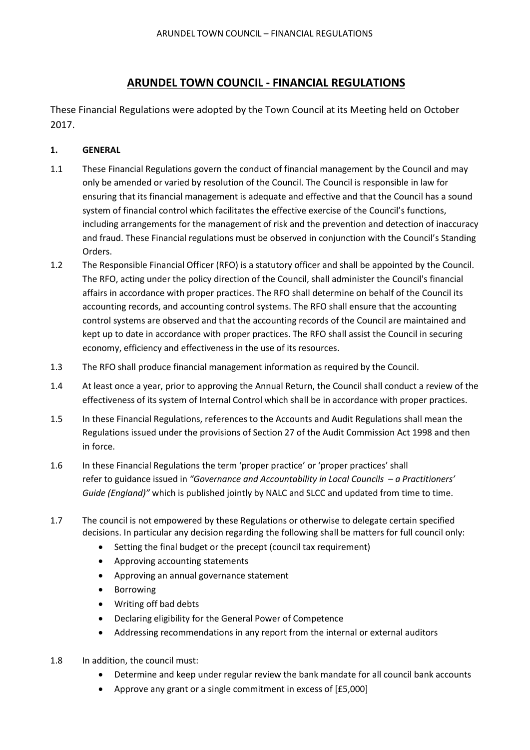# ARUNDEL TOWN COUNCIL - FINANCIAL REGULATIONS

These Financial Regulations were adopted by the Town Council at its Meeting held on October 2017.

## 1. GENERAL

1.1 These Financial Regulations govern the conduct of financial management by the Council and may only be amended or varied by resolution of the Council. The Council is responsible in law for ensuring that its financial management is adequate and effective and that the Council has a sound system of financial control which facilitates the effective exercise of the Council's functions, including arrangements for the management of risk and the prevention and detection of inaccuracy and fraud. These Financial regulations must be observed in conjunction with the Council's Standing Orders.

1.2 The Responsible Financial Officer (RFO) is a statutory officer and shall be appointed by the Council. The RFO, acting under the policy direction of the Council, shall administer the Council's financial affairs in accordance with proper practices. The RFO shall determine on behalf of the Council its accounting records, and accounting control systems. The RFO shall ensure that the accounting control systems are observed and that the accounting records of the Council are maintained and kept up to date in accordance with proper practices. The RFO shall assist the Council in securing economy, efficiency and effectiveness in the use of its resources.

1.3 The RFO shall produce financial management information as required by the Council.

1.4 At least once a year, prior to approving the Annual Return, the Council shall conduct a review of the effectiveness of its system of Internal Control which shall be in accordance with proper practices.

1.5 In these Financial Regulations, references to the Accounts and Audit Regulations shall mean the Regulations issued under the provisions of Section 27 of the Audit Commission Act 1998 and then in force.

1.6 In these Financial Regulations the term 'proper practice' or 'proper practices' shall refer to guidance issued in *"Governance and Accountability in Local Councils – a Practitioners' Guide (England)"* which is published jointly by NALC and SLCC and updated from time to time.

1.7 The council is not empowered by these Regulations or otherwise to delegate certain specified decisions. In particular any decision regarding the following shall be matters for full council only:

- Setting the final budget or the precept (council tax requirement)
- Approving accounting statements
- Approving an annual governance statement
- Borrowing
- Writing off bad debts
- Declaring eligibility for the General Power of Competence
- Addressing recommendations in any report from the internal or external auditors

1.8 In addition, the council must:

- Determine and keep under regular review the bank mandate for all council bank accounts
- Approve any grant or a single commitment in excess of [£5,000]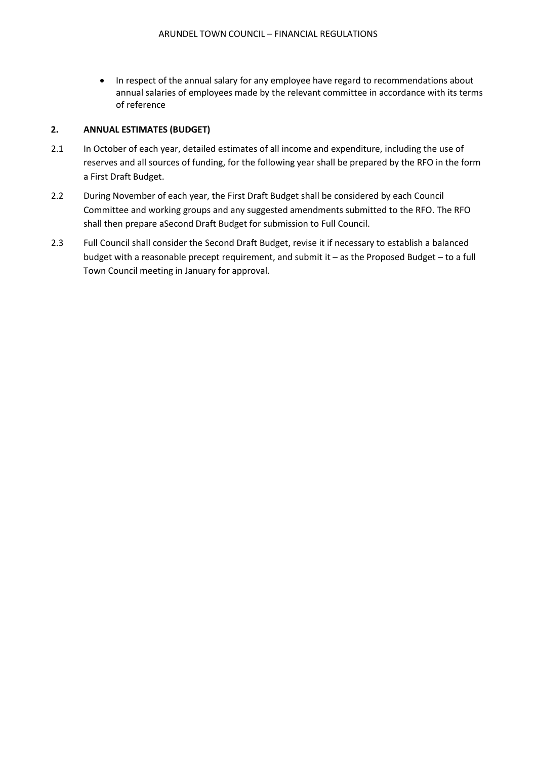- In respect of the annual salary for any employee have regard to recommendations about annual salaries of employees made by the relevant committee in accordance with its terms of reference

## 2. ANNUAL ESTIMATES (BUDGET)

2.1 In October of each year, detailed estimates of all income and expenditure, including the use of reserves and all sources of funding, for the following year shall be prepared by the RFO in the form a First Draft Budget.

2.2 During November of each year, the First Draft Budget shall be considered by each Council Committee and working groups and any suggested amendments submitted to the RFO. The RFO shall then prepare aSecond Draft Budget for submission to Full Council.

2.3 Full Council shall consider the Second Draft Budget, revise it if necessary to establish a balanced budget with a reasonable precept requirement, and submit it – as the Proposed Budget – to a full Town Council meeting in January for approval.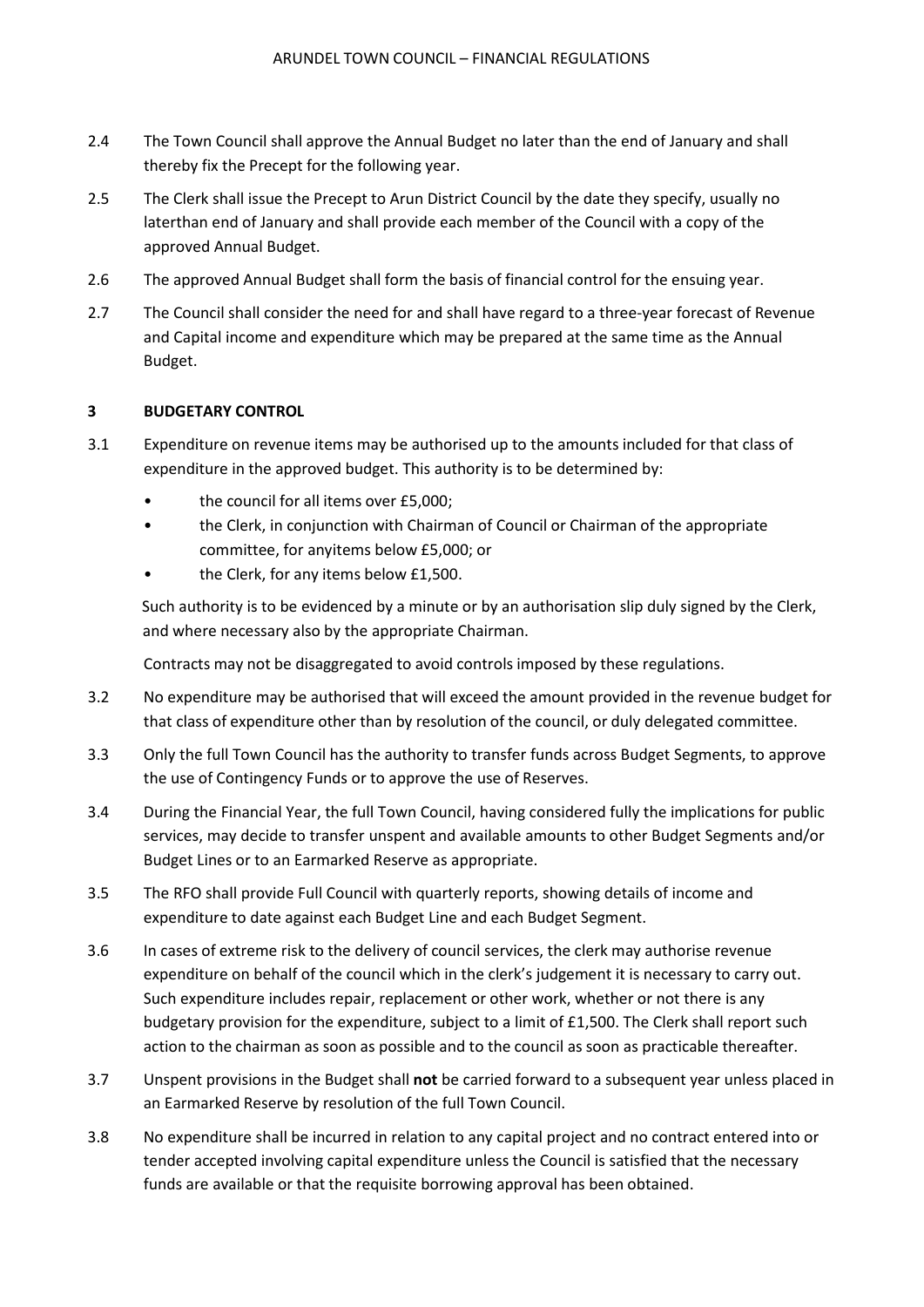2.4 The Town Council shall approve the Annual Budget no later than the end of January and shall thereby fix the Precept for the following year.

2.5 The Clerk shall issue the Precept to Arun District Council by the date they specify, usually no laterthan end of January and shall provide each member of the Council with a copy of the approved Annual Budget.

2.6 The approved Annual Budget shall form the basis of financial control for the ensuing year.

2.7 The Council shall consider the need for and shall have regard to a three-year forecast of Revenue and Capital income and expenditure which may be prepared at the same time as the Annual Budget.

## 3 BUDGETARY CONTROL

3.1 Expenditure on revenue items may be authorised up to the amounts included for that class of expenditure in the approved budget. This authority is to be determined by:

- the council for all items over £5,000;
- the Clerk, in conjunction with Chairman of Council or Chairman of the appropriate committee, for anyitems below £5,000; or
- the Clerk, for any items below £1,500.

Such authority is to be evidenced by a minute or by an authorisation slip duly signed by the Clerk, and where necessary also by the appropriate Chairman.

Contracts may not be disaggregated to avoid controls imposed by these regulations.

3.2 No expenditure may be authorised that will exceed the amount provided in the revenue budget for that class of expenditure other than by resolution of the council, or duly delegated committee.

3.3 Only the full Town Council has the authority to transfer funds across Budget Segments, to approve the use of Contingency Funds or to approve the use of Reserves.

3.4 During the Financial Year, the full Town Council, having considered fully the implications for public services, may decide to transfer unspent and available amounts to other Budget Segments and/or Budget Lines or to an Earmarked Reserve as appropriate.

3.5 The RFO shall provide Full Council with quarterly reports, showing details of income and expenditure to date against each Budget Line and each Budget Segment.

3.6 In cases of extreme risk to the delivery of council services, the clerk may authorise revenue expenditure on behalf of the council which in the clerk's judgement it is necessary to carry out. Such expenditure includes repair, replacement or other work, whether or not there is any budgetary provision for the expenditure, subject to a limit of £1,500. The Clerk shall report such action to the chairman as soon as possible and to the council as soon as practicable thereafter.

3.7 Unspent provisions in the Budget shall **not** be carried forward to a subsequent year unless placed in an Earmarked Reserve by resolution of the full Town Council.

3.8 No expenditure shall be incurred in relation to any capital project and no contract entered into or tender accepted involving capital expenditure unless the Council is satisfied that the necessary funds are available or that the requisite borrowing approval has been obtained.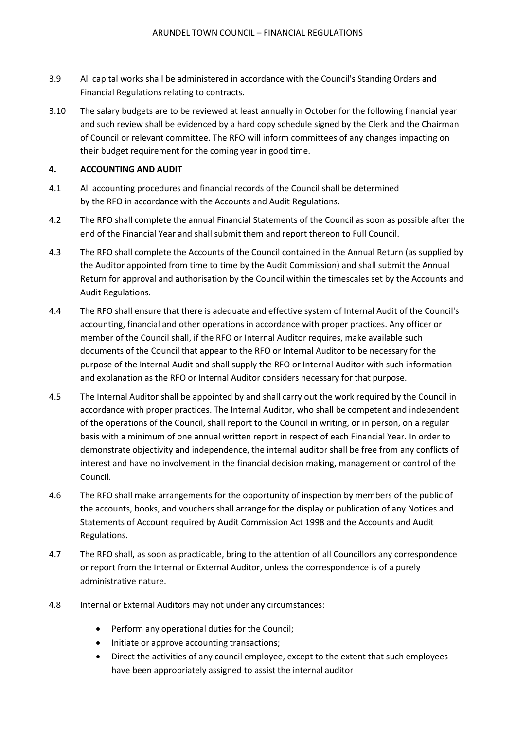3.9 All capital works shall be administered in accordance with the Council's Standing Orders and Financial Regulations relating to contracts.

3.10 The salary budgets are to be reviewed at least annually in October for the following financial year and such review shall be evidenced by a hard copy schedule signed by the Clerk and the Chairman of Council or relevant committee. The RFO will inform committees of any changes impacting on their budget requirement for the coming year in good time.

## 4. ACCOUNTING AND AUDIT

4.1 All accounting procedures and financial records of the Council shall be determined by the RFO in accordance with the Accounts and Audit Regulations.

4.2 The RFO shall complete the annual Financial Statements of the Council as soon as possible after the end of the Financial Year and shall submit them and report thereon to Full Council.

4.3 The RFO shall complete the Accounts of the Council contained in the Annual Return (as supplied by the Auditor appointed from time to time by the Audit Commission) and shall submit the Annual Return for approval and authorisation by the Council within the timescales set by the Accounts and Audit Regulations.

4.4 The RFO shall ensure that there is adequate and effective system of Internal Audit of the Council's accounting, financial and other operations in accordance with proper practices. Any officer or member of the Council shall, if the RFO or Internal Auditor requires, make available such documents of the Council that appear to the RFO or Internal Auditor to be necessary for the purpose of the Internal Audit and shall supply the RFO or Internal Auditor with such information and explanation as the RFO or Internal Auditor considers necessary for that purpose.

4.5 The Internal Auditor shall be appointed by and shall carry out the work required by the Council in accordance with proper practices. The Internal Auditor, who shall be competent and independent of the operations of the Council, shall report to the Council in writing, or in person, on a regular basis with a minimum of one annual written report in respect of each Financial Year. In order to demonstrate objectivity and independence, the internal auditor shall be free from any conflicts of interest and have no involvement in the financial decision making, management or control of the Council.

4.6 The RFO shall make arrangements for the opportunity of inspection by members of the public of the accounts, books, and vouchers shall arrange for the display or publication of any Notices and Statements of Account required by Audit Commission Act 1998 and the Accounts and Audit Regulations.

4.7 The RFO shall, as soon as practicable, bring to the attention of all Councillors any correspondence or report from the Internal or External Auditor, unless the correspondence is of a purely administrative nature.

4.8 Internal or External Auditors may not under any circumstances:

- Perform any operational duties for the Council;
- Initiate or approve accounting transactions;
- Direct the activities of any council employee, except to the extent that such employees have been appropriately assigned to assist the internal auditor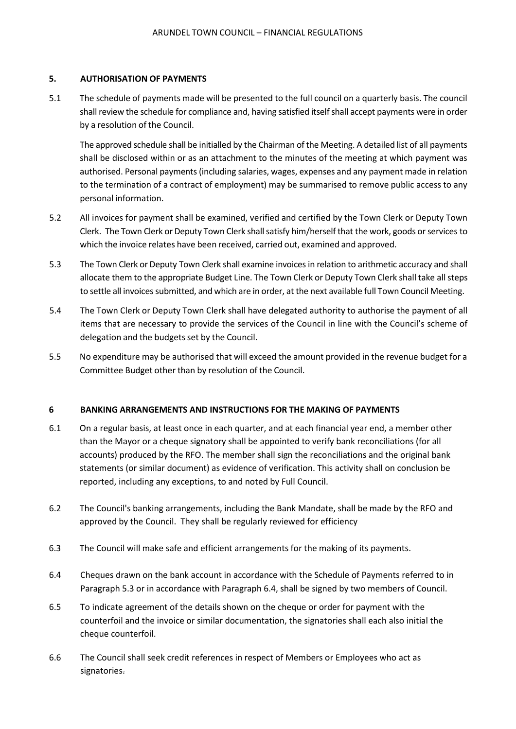## 5. AUTHORISATION OF PAYMENTS

5.1 The schedule of payments made will be presented to the full council on a quarterly basis. The council shall review the schedule for compliance and, having satisfied itself shall accept payments were in order by a resolution of the Council.

The approved schedule shall be initialled by the Chairman of the Meeting. A detailed list of all payments shall be disclosed within or as an attachment to the minutes of the meeting at which payment was authorised. Personal payments (including salaries, wages, expenses and any payment made in relation to the termination of a contract of employment) may be summarised to remove public access to any personal information.

5.2 All invoices for payment shall be examined, verified and certified by the Town Clerk or Deputy Town Clerk. The Town Clerk or Deputy Town Clerk shall satisfy him/herself that the work, goods or services to which the invoice relates have been received, carried out, examined and approved.

5.3 The Town Clerk or Deputy Town Clerk shall examine invoices in relation to arithmetic accuracy and shall allocate them to the appropriate Budget Line. The Town Clerk or Deputy Town Clerk shall take all steps to settle all invoices submitted, and which are in order, at the next available full Town Council Meeting.

5.4 The Town Clerk or Deputy Town Clerk shall have delegated authority to authorise the payment of all items that are necessary to provide the services of the Council in line with the Council's scheme of delegation and the budgets set by the Council.

5.5 No expenditure may be authorised that will exceed the amount provided in the revenue budget for a Committee Budget other than by resolution of the Council.

## 6 BANKING ARRANGEMENTS AND INSTRUCTIONS FOR THE MAKING OF PAYMENTS

6.1 On a regular basis, at least once in each quarter, and at each financial year end, a member other than the Mayor or a cheque signatory shall be appointed to verify bank reconciliations (for all accounts) produced by the RFO. The member shall sign the reconciliations and the original bank statements (or similar document) as evidence of verification. This activity shall on conclusion be reported, including any exceptions, to and noted by Full Council.

6.2 The Council's banking arrangements, including the Bank Mandate, shall be made by the RFO and approved by the Council. They shall be regularly reviewed for efficiency

6.3 The Council will make safe and efficient arrangements for the making of its payments.

6.4 Cheques drawn on the bank account in accordance with the Schedule of Payments referred to in Paragraph 5.3 or in accordance with Paragraph 6.4, shall be signed by two members of Council.

6.5 To indicate agreement of the details shown on the cheque or order for payment with the counterfoil and the invoice or similar documentation, the signatories shall each also initial the cheque counterfoil.

6.6 The Council shall seek credit references in respect of Members or Employees who act as signatories.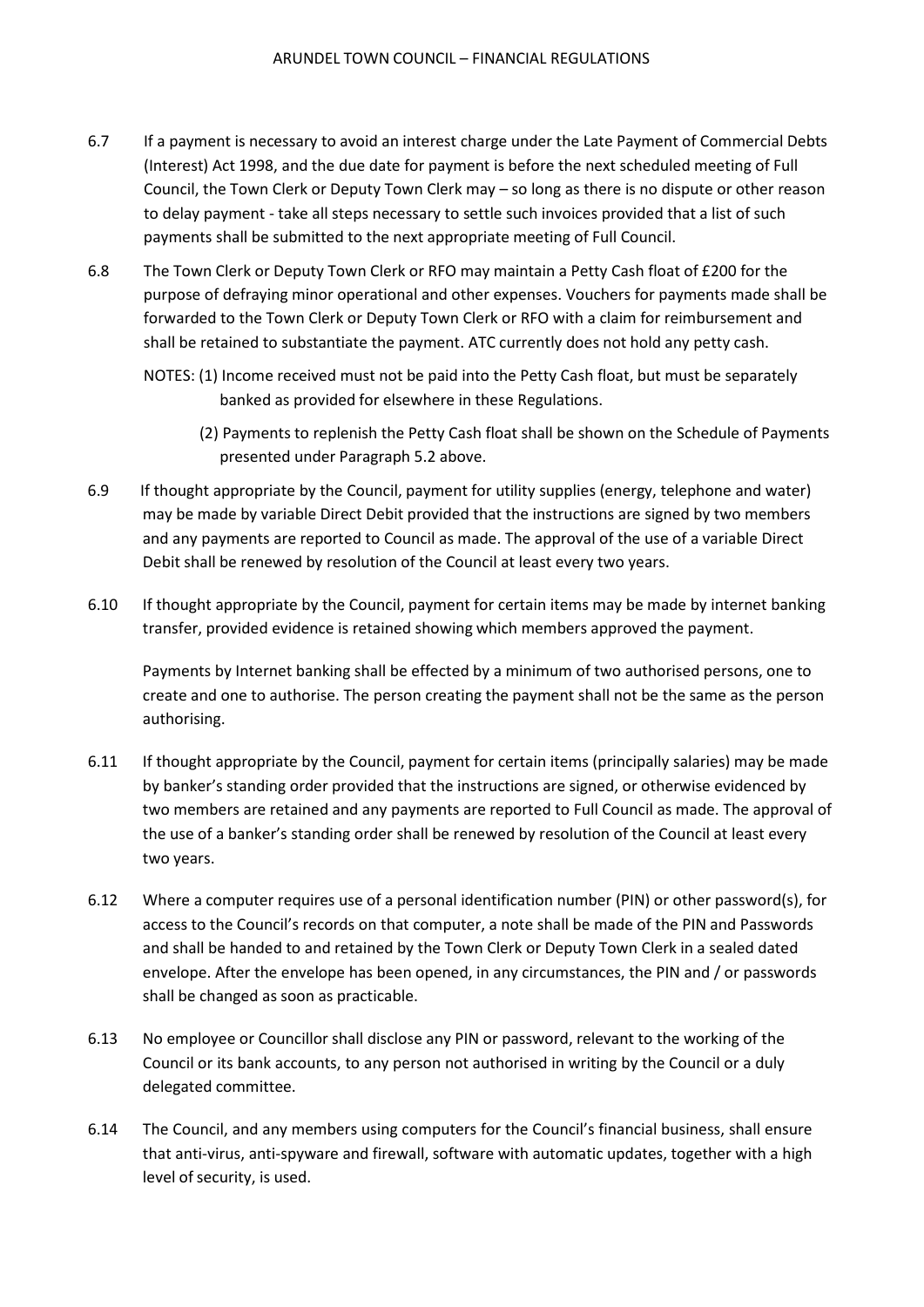6.7 If a payment is necessary to avoid an interest charge under the Late Payment of Commercial Debts (Interest) Act 1998, and the due date for payment is before the next scheduled meeting of Full Council, the Town Clerk or Deputy Town Clerk may – so long as there is no dispute or other reason to delay payment - take all steps necessary to settle such invoices provided that a list of such payments shall be submitted to the next appropriate meeting of Full Council.

6.8 The Town Clerk or Deputy Town Clerk or RFO may maintain a Petty Cash float of £200 for the purpose of defraying minor operational and other expenses. Vouchers for payments made shall be forwarded to the Town Clerk or Deputy Town Clerk or RFO with a claim for reimbursement and shall be retained to substantiate the payment. ATC currently does not hold any petty cash.

NOTES: (1) Income received must not be paid into the Petty Cash float, but must be separately banked as provided for elsewhere in these Regulations.

(2) Payments to replenish the Petty Cash float shall be shown on the Schedule of Payments presented under Paragraph 5.2 above.

6.9 If thought appropriate by the Council, payment for utility supplies (energy, telephone and water) may be made by variable Direct Debit provided that the instructions are signed by two members and any payments are reported to Council as made. The approval of the use of a variable Direct Debit shall be renewed by resolution of the Council at least every two years.

6.10 If thought appropriate by the Council, payment for certain items may be made by internet banking transfer, provided evidence is retained showing which members approved the payment.

Payments by Internet banking shall be effected by a minimum of two authorised persons, one to create and one to authorise. The person creating the payment shall not be the same as the person authorising.

6.11 If thought appropriate by the Council, payment for certain items (principally salaries) may be made by banker's standing order provided that the instructions are signed, or otherwise evidenced by two members are retained and any payments are reported to Full Council as made. The approval of the use of a banker's standing order shall be renewed by resolution of the Council at least every two years.

6.12 Where a computer requires use of a personal identification number (PIN) or other password(s), for access to the Council's records on that computer, a note shall be made of the PIN and Passwords and shall be handed to and retained by the Town Clerk or Deputy Town Clerk in a sealed dated envelope. After the envelope has been opened, in any circumstances, the PIN and / or passwords shall be changed as soon as practicable.

6.13 No employee or Councillor shall disclose any PIN or password, relevant to the working of the Council or its bank accounts, to any person not authorised in writing by the Council or a duly delegated committee.

6.14 The Council, and any members using computers for the Council's financial business, shall ensure that anti-virus, anti-spyware and firewall, software with automatic updates, together with a high level of security, is used.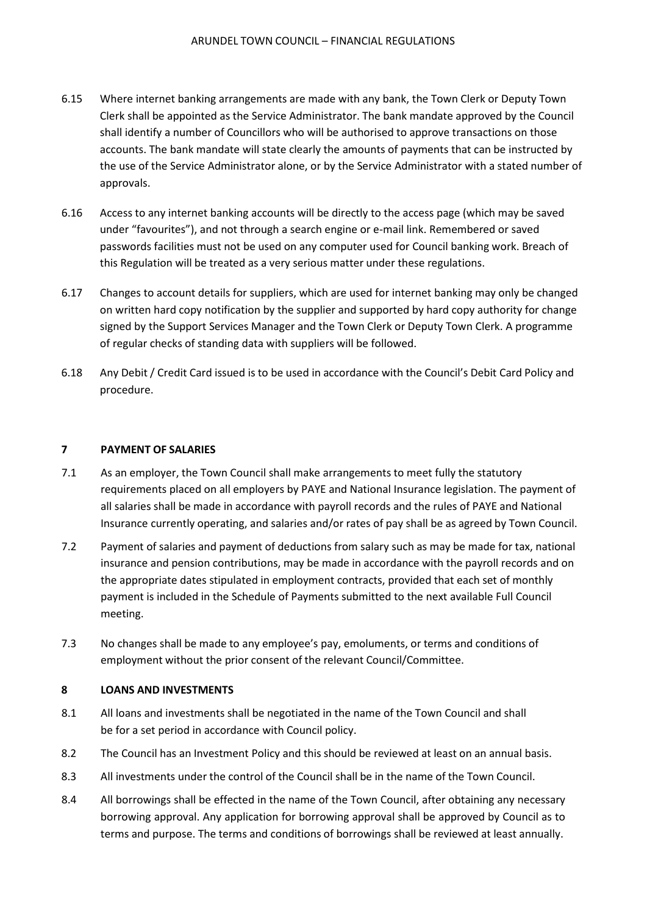6.15 Where internet banking arrangements are made with any bank, the Town Clerk or Deputy Town Clerk shall be appointed as the Service Administrator. The bank mandate approved by the Council shall identify a number of Councillors who will be authorised to approve transactions on those accounts. The bank mandate will state clearly the amounts of payments that can be instructed by the use of the Service Administrator alone, or by the Service Administrator with a stated number of approvals.

6.16 Access to any internet banking accounts will be directly to the access page (which may be saved under "favourites"), and not through a search engine or e-mail link. Remembered or saved passwords facilities must not be used on any computer used for Council banking work. Breach of this Regulation will be treated as a very serious matter under these regulations.

6.17 Changes to account details for suppliers, which are used for internet banking may only be changed on written hard copy notification by the supplier and supported by hard copy authority for change signed by the Support Services Manager and the Town Clerk or Deputy Town Clerk. A programme of regular checks of standing data with suppliers will be followed.

6.18 Any Debit / Credit Card issued is to be used in accordance with the Council's Debit Card Policy and procedure.

## 7 PAYMENT OF SALARIES

7.1 As an employer, the Town Council shall make arrangements to meet fully the statutory requirements placed on all employers by PAYE and National Insurance legislation. The payment of all salaries shall be made in accordance with payroll records and the rules of PAYE and National Insurance currently operating, and salaries and/or rates of pay shall be as agreed by Town Council.

7.2 Payment of salaries and payment of deductions from salary such as may be made for tax, national insurance and pension contributions, may be made in accordance with the payroll records and on the appropriate dates stipulated in employment contracts, provided that each set of monthly payment is included in the Schedule of Payments submitted to the next available Full Council meeting.

7.3 No changes shall be made to any employee's pay, emoluments, or terms and conditions of employment without the prior consent of the relevant Council/Committee.

## 8 LOANS AND INVESTMENTS

8.1 All loans and investments shall be negotiated in the name of the Town Council and shall be for a set period in accordance with Council policy.

8.2 The Council has an Investment Policy and this should be reviewed at least on an annual basis.

8.3 All investments under the control of the Council shall be in the name of the Town Council.

8.4 All borrowings shall be effected in the name of the Town Council, after obtaining any necessary borrowing approval. Any application for borrowing approval shall be approved by Council as to terms and purpose. The terms and conditions of borrowings shall be reviewed at least annually.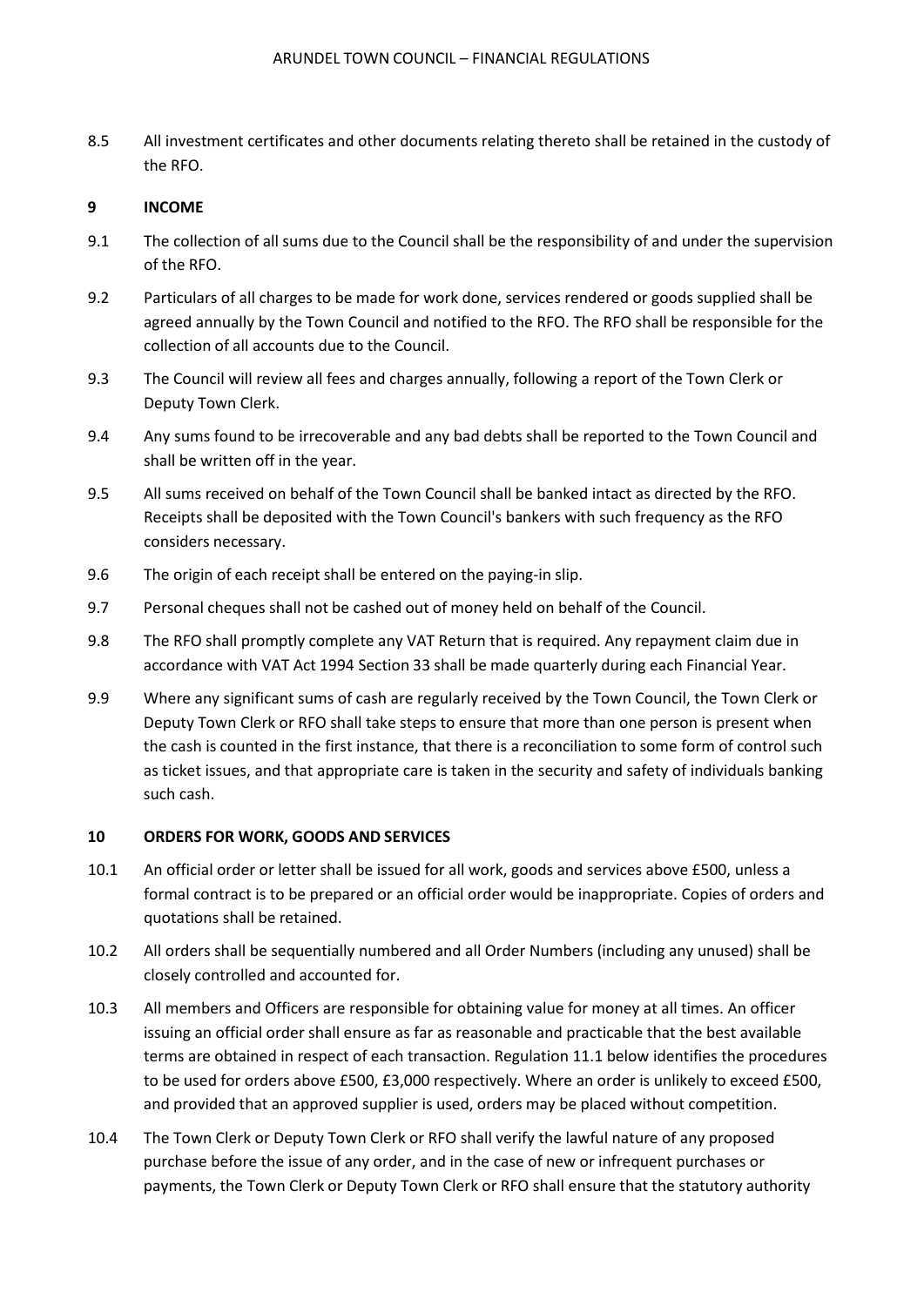8.5 All investment certificates and other documents relating thereto shall be retained in the custody of the RFO.

## 9 INCOME

9.1 The collection of all sums due to the Council shall be the responsibility of and under the supervision of the RFO.

9.2 Particulars of all charges to be made for work done, services rendered or goods supplied shall be agreed annually by the Town Council and notified to the RFO. The RFO shall be responsible for the collection of all accounts due to the Council.

9.3 The Council will review all fees and charges annually, following a report of the Town Clerk or Deputy Town Clerk.

9.4 Any sums found to be irrecoverable and any bad debts shall be reported to the Town Council and shall be written off in the year.

9.5 All sums received on behalf of the Town Council shall be banked intact as directed by the RFO. Receipts shall be deposited with the Town Council's bankers with such frequency as the RFO considers necessary.

9.6 The origin of each receipt shall be entered on the paying-in slip.

9.7 Personal cheques shall not be cashed out of money held on behalf of the Council.

9.8 The RFO shall promptly complete any VAT Return that is required. Any repayment claim due in accordance with VAT Act 1994 Section 33 shall be made quarterly during each Financial Year.

9.9 Where any significant sums of cash are regularly received by the Town Council, the Town Clerk or Deputy Town Clerk or RFO shall take steps to ensure that more than one person is present when the cash is counted in the first instance, that there is a reconciliation to some form of control such as ticket issues, and that appropriate care is taken in the security and safety of individuals banking such cash.

## 10 ORDERS FOR WORK, GOODS AND SERVICES

10.1 An official order or letter shall be issued for all work, goods and services above £500, unless a formal contract is to be prepared or an official order would be inappropriate. Copies of orders and quotations shall be retained.

10.2 All orders shall be sequentially numbered and all Order Numbers (including any unused) shall be closely controlled and accounted for.

10.3 All members and Officers are responsible for obtaining value for money at all times. An officer issuing an official order shall ensure as far as reasonable and practicable that the best available terms are obtained in respect of each transaction. Regulation 11.1 below identifies the procedures to be used for orders above £500, £3,000 respectively. Where an order is unlikely to exceed £500, and provided that an approved supplier is used, orders may be placed without competition.

10.4 The Town Clerk or Deputy Town Clerk or RFO shall verify the lawful nature of any proposed purchase before the issue of any order, and in the case of new or infrequent purchases or payments, the Town Clerk or Deputy Town Clerk or RFO shall ensure that the statutory authority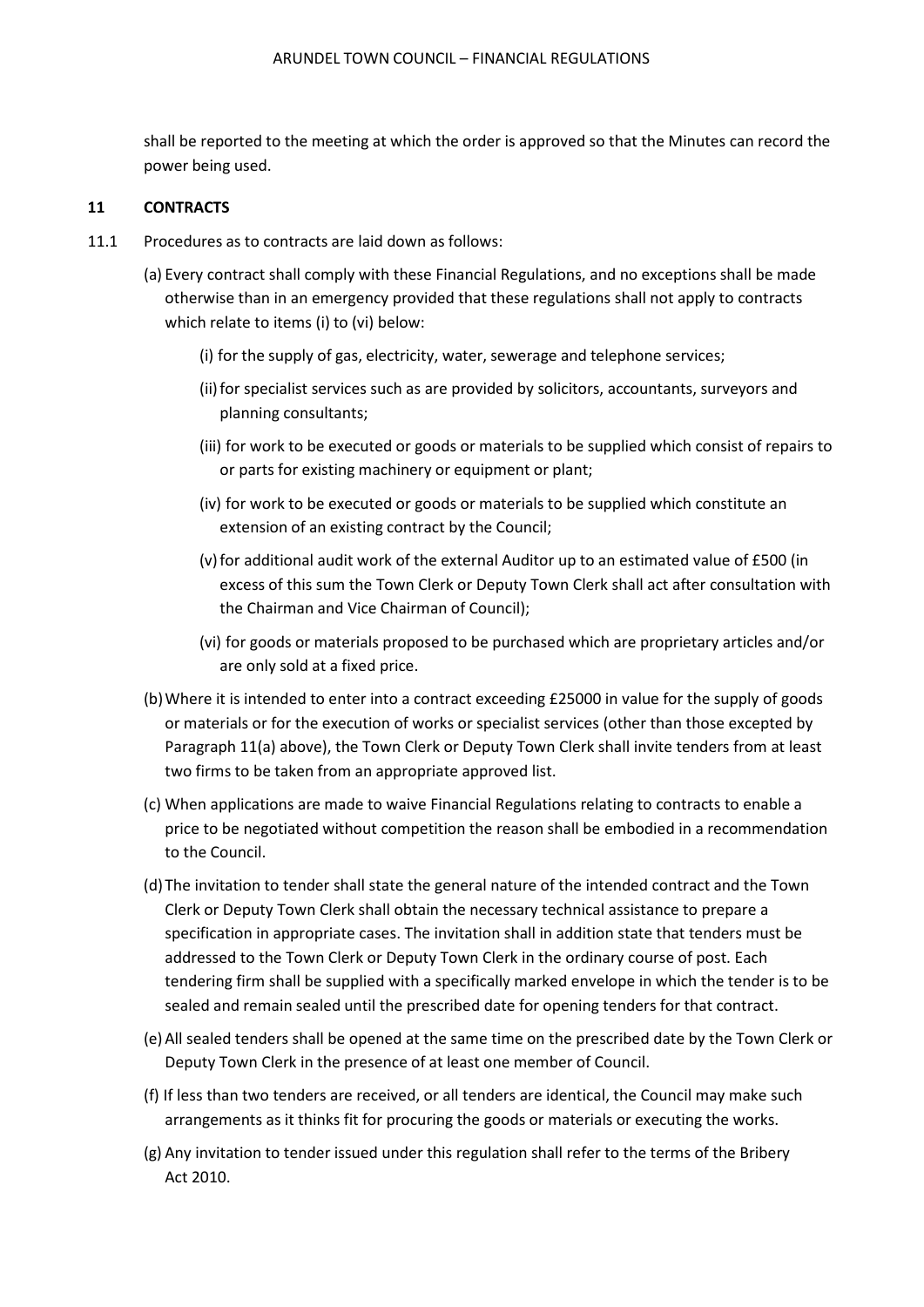shall be reported to the meeting at which the order is approved so that the Minutes can record the power being used.

## 11 CONTRACTS

11.1 Procedures as to contracts are laid down as follows:

(a) Every contract shall comply with these Financial Regulations, and no exceptions shall be made otherwise than in an emergency provided that these regulations shall not apply to contracts which relate to items (i) to (vi) below:

(i) for the supply of gas, electricity, water, sewerage and telephone services;

(ii) for specialist services such as are provided by solicitors, accountants, surveyors and planning consultants;

(iii) for work to be executed or goods or materials to be supplied which consist of repairs to or parts for existing machinery or equipment or plant;

(iv) for work to be executed or goods or materials to be supplied which constitute an extension of an existing contract by the Council;

(v) for additional audit work of the external Auditor up to an estimated value of £500 (in excess of this sum the Town Clerk or Deputy Town Clerk shall act after consultation with the Chairman and Vice Chairman of Council);

(vi) for goods or materials proposed to be purchased which are proprietary articles and/or are only sold at a fixed price.

(b) Where it is intended to enter into a contract exceeding £25000 in value for the supply of goods or materials or for the execution of works or specialist services (other than those excepted by Paragraph 11(a) above), the Town Clerk or Deputy Town Clerk shall invite tenders from at least two firms to be taken from an appropriate approved list.

(c) When applications are made to waive Financial Regulations relating to contracts to enable a price to be negotiated without competition the reason shall be embodied in a recommendation to the Council.

(d) The invitation to tender shall state the general nature of the intended contract and the Town Clerk or Deputy Town Clerk shall obtain the necessary technical assistance to prepare a specification in appropriate cases. The invitation shall in addition state that tenders must be addressed to the Town Clerk or Deputy Town Clerk in the ordinary course of post. Each tendering firm shall be supplied with a specifically marked envelope in which the tender is to be sealed and remain sealed until the prescribed date for opening tenders for that contract.

(e) All sealed tenders shall be opened at the same time on the prescribed date by the Town Clerk or Deputy Town Clerk in the presence of at least one member of Council.

(f) If less than two tenders are received, or all tenders are identical, the Council may make such arrangements as it thinks fit for procuring the goods or materials or executing the works.

(g) Any invitation to tender issued under this regulation shall refer to the terms of the Bribery Act 2010.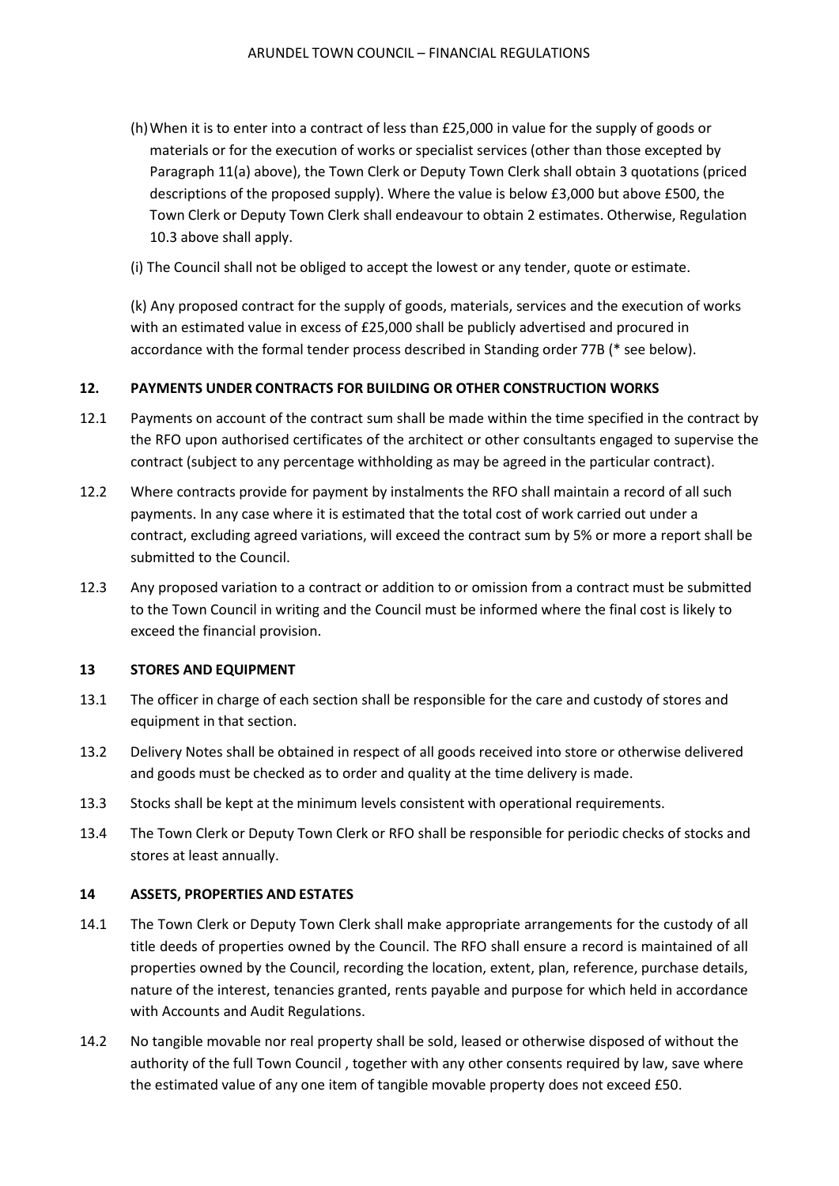(h) When it is to enter into a contract of less than £25,000 in value for the supply of goods or materials or for the execution of works or specialist services (other than those excepted by Paragraph 11(a) above), the Town Clerk or Deputy Town Clerk shall obtain 3 quotations (priced descriptions of the proposed supply). Where the value is below £3,000 but above £500, the Town Clerk or Deputy Town Clerk shall endeavour to obtain 2 estimates. Otherwise, Regulation 10.3 above shall apply.

(i) The Council shall not be obliged to accept the lowest or any tender, quote or estimate.

(k) Any proposed contract for the supply of goods, materials, services and the execution of works with an estimated value in excess of £25,000 shall be publicly advertised and procured in accordance with the formal tender process described in Standing order 77B (* see below).

## 12. PAYMENTS UNDER CONTRACTS FOR BUILDING OR OTHER CONSTRUCTION WORKS

12.1 Payments on account of the contract sum shall be made within the time specified in the contract by the RFO upon authorised certificates of the architect or other consultants engaged to supervise the contract (subject to any percentage withholding as may be agreed in the particular contract).

12.2 Where contracts provide for payment by instalments the RFO shall maintain a record of all such payments. In any case where it is estimated that the total cost of work carried out under a contract, excluding agreed variations, will exceed the contract sum by 5% or more a report shall be submitted to the Council.

12.3 Any proposed variation to a contract or addition to or omission from a contract must be submitted to the Town Council in writing and the Council must be informed where the final cost is likely to exceed the financial provision.

## 13 STORES AND EQUIPMENT

13.1 The officer in charge of each section shall be responsible for the care and custody of stores and equipment in that section.

13.2 Delivery Notes shall be obtained in respect of all goods received into store or otherwise delivered and goods must be checked as to order and quality at the time delivery is made.

13.3 Stocks shall be kept at the minimum levels consistent with operational requirements.

13.4 The Town Clerk or Deputy Town Clerk or RFO shall be responsible for periodic checks of stocks and stores at least annually.

## 14 ASSETS, PROPERTIES AND ESTATES

14.1 The Town Clerk or Deputy Town Clerk shall make appropriate arrangements for the custody of all title deeds of properties owned by the Council. The RFO shall ensure a record is maintained of all properties owned by the Council, recording the location, extent, plan, reference, purchase details, nature of the interest, tenancies granted, rents payable and purpose for which held in accordance with Accounts and Audit Regulations.

14.2 No tangible movable nor real property shall be sold, leased or otherwise disposed of without the authority of the full Town Council , together with any other consents required by law, save where the estimated value of any one item of tangible movable property does not exceed £50.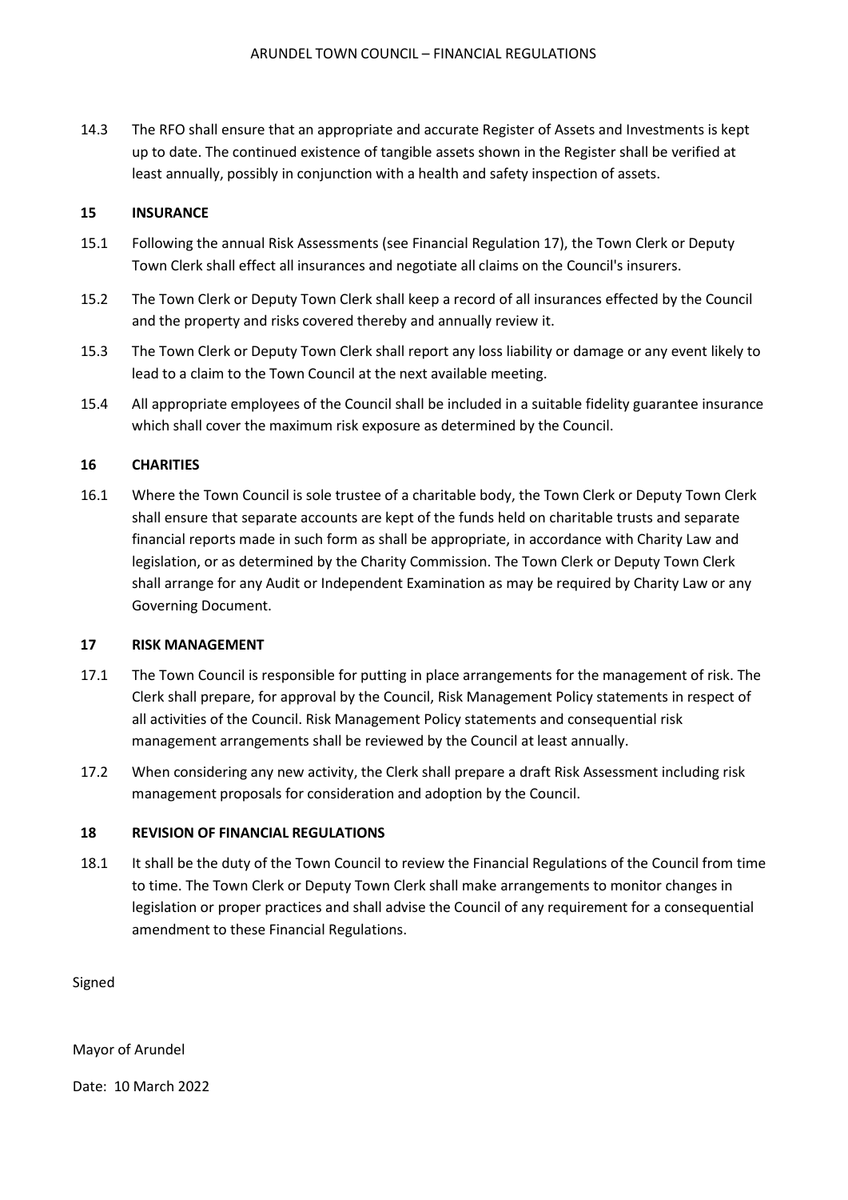14.3 The RFO shall ensure that an appropriate and accurate Register of Assets and Investments is kept up to date. The continued existence of tangible assets shown in the Register shall be verified at least annually, possibly in conjunction with a health and safety inspection of assets.

## 15 INSURANCE

15.1 Following the annual Risk Assessments (see Financial Regulation 17), the Town Clerk or Deputy Town Clerk shall effect all insurances and negotiate all claims on the Council's insurers.

15.2 The Town Clerk or Deputy Town Clerk shall keep a record of all insurances effected by the Council and the property and risks covered thereby and annually review it.

15.3 The Town Clerk or Deputy Town Clerk shall report any loss liability or damage or any event likely to lead to a claim to the Town Council at the next available meeting.

15.4 All appropriate employees of the Council shall be included in a suitable fidelity guarantee insurance which shall cover the maximum risk exposure as determined by the Council.

## 16 CHARITIES

16.1 Where the Town Council is sole trustee of a charitable body, the Town Clerk or Deputy Town Clerk shall ensure that separate accounts are kept of the funds held on charitable trusts and separate financial reports made in such form as shall be appropriate, in accordance with Charity Law and legislation, or as determined by the Charity Commission. The Town Clerk or Deputy Town Clerk shall arrange for any Audit or Independent Examination as may be required by Charity Law or any Governing Document.

## 17 RISK MANAGEMENT

17.1 The Town Council is responsible for putting in place arrangements for the management of risk. The Clerk shall prepare, for approval by the Council, Risk Management Policy statements in respect of all activities of the Council. Risk Management Policy statements and consequential risk management arrangements shall be reviewed by the Council at least annually.

17.2 When considering any new activity, the Clerk shall prepare a draft Risk Assessment including risk management proposals for consideration and adoption by the Council.

## 18 REVISION OF FINANCIAL REGULATIONS

18.1 It shall be the duty of the Town Council to review the Financial Regulations of the Council from time to time. The Town Clerk or Deputy Town Clerk shall make arrangements to monitor changes in legislation or proper practices and shall advise the Council of any requirement for a consequential amendment to these Financial Regulations.

Signed

Mayor of Arundel

Date: 10 March 2022